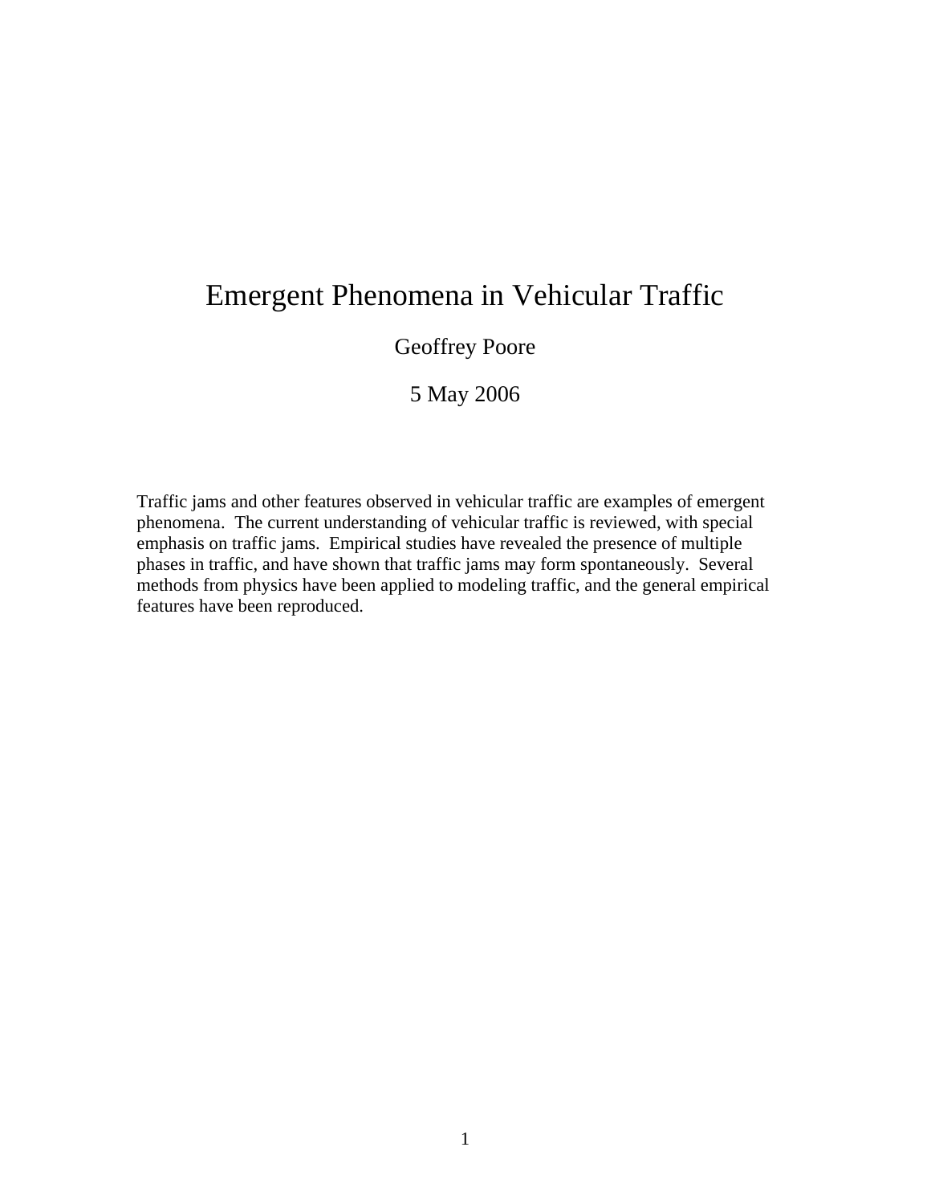# Emergent Phenomena in Vehicular Traffic

Geoffrey Poore

5 May 2006

Traffic jams and other features observed in vehicular traffic are examples of emergent phenomena. The current understanding of vehicular traffic is reviewed, with special emphasis on traffic jams. Empirical studies have revealed the presence of multiple phases in traffic, and have shown that traffic jams may form spontaneously. Several methods from physics have been applied to modeling traffic, and the general empirical features have been reproduced.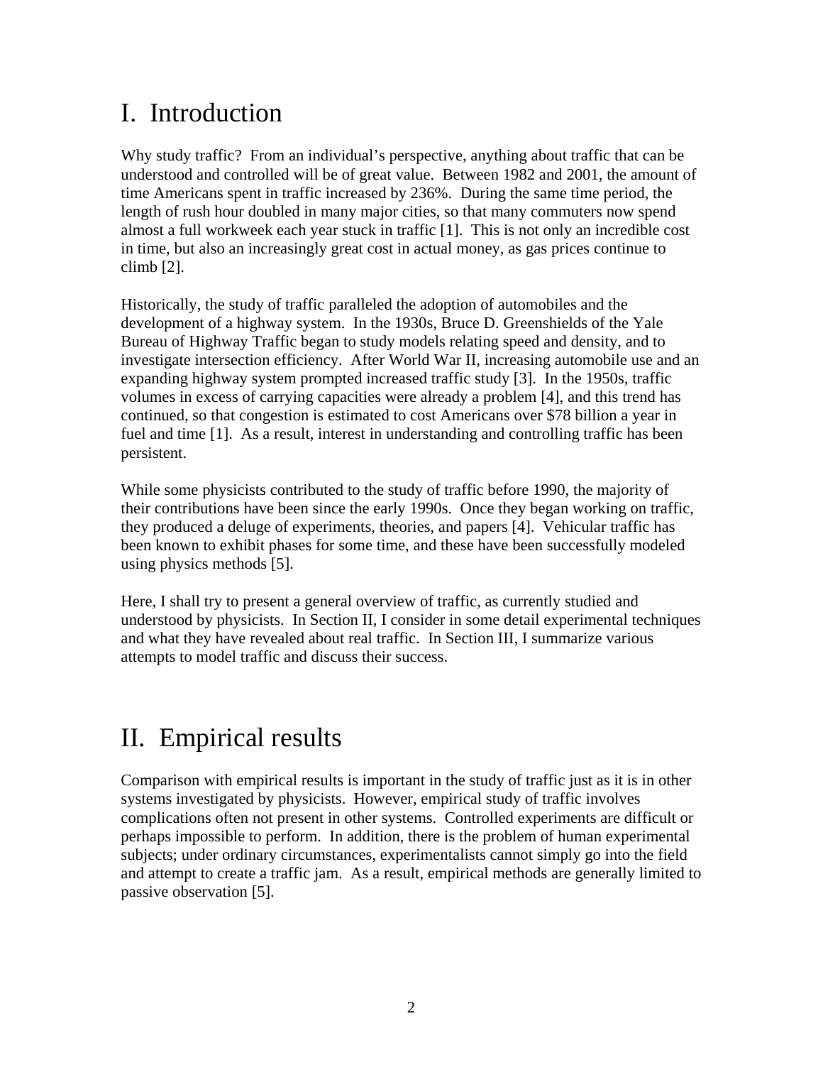# I. Introduction

Why study traffic? From an individual's perspective, anything about traffic that can be understood and controlled will be of great value. Between 1982 and 2001, the amount of time Americans spent in traffic increased by 236%. During the same time period, the length of rush hour doubled in many major cities, so that many commuters now spend almost a full workweek each year stuck in traffic [1]. This is not only an incredible cost in time, but also an increasingly great cost in actual money, as gas prices continue to climb [2].

Historically, the study of traffic paralleled the adoption of automobiles and the development of a highway system. In the 1930s, Bruce D. Greenshields of the Yale Bureau of Highway Traffic began to study models relating speed and density, and to investigate intersection efficiency. After World War II, increasing automobile use and an expanding highway system prompted increased traffic study [3]. In the 1950s, traffic volumes in excess of carrying capacities were already a problem [4], and this trend has continued, so that congestion is estimated to cost Americans over $78 billion a year in fuel and time [1]. As a result, interest in understanding and controlling traffic has been persistent.

While some physicists contributed to the study of traffic before 1990, the majority of their contributions have been since the early 1990s. Once they began working on traffic, they produced a deluge of experiments, theories, and papers [4]. Vehicular traffic has been known to exhibit phases for some time, and these have been successfully modeled using physics methods [5].

Here, I shall try to present a general overview of traffic, as currently studied and understood by physicists. In Section II, I consider in some detail experimental techniques and what they have revealed about real traffic. In Section III, I summarize various attempts to model traffic and discuss their success.

# II. Empirical results

Comparison with empirical results is important in the study of traffic just as it is in other systems investigated by physicists. However, empirical study of traffic involves complications often not present in other systems. Controlled experiments are difficult or perhaps impossible to perform. In addition, there is the problem of human experimental subjects; under ordinary circumstances, experimentalists cannot simply go into the field and attempt to create a traffic jam. As a result, empirical methods are generally limited to passive observation [5].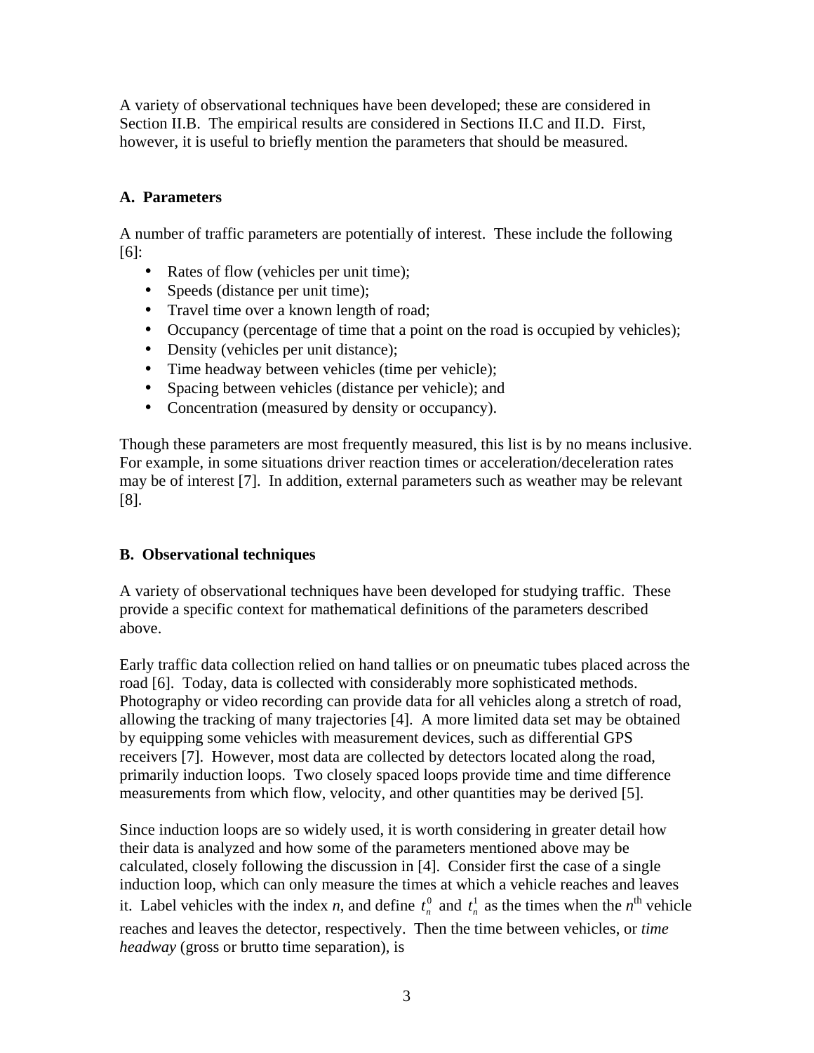A variety of observational techniques have been developed; these are considered in Section II.B. The empirical results are considered in Sections II.C and II.D. First, however, it is useful to briefly mention the parameters that should be measured.

### A. Parameters

A number of traffic parameters are potentially of interest. These include the following [6]:

- Rates of flow (vehicles per unit time);
- Speeds (distance per unit time);
- Travel time over a known length of road;
- Occupancy (percentage of time that a point on the road is occupied by vehicles);
- Density (vehicles per unit distance);
- Time headway between vehicles (time per vehicle);
- Spacing between vehicles (distance per vehicle); and
- Concentration (measured by density or occupancy).

Though these parameters are most frequently measured, this list is by no means inclusive. For example, in some situations driver reaction times or acceleration/deceleration rates may be of interest [7]. In addition, external parameters such as weather may be relevant [8].

### B. Observational techniques

A variety of observational techniques have been developed for studying traffic. These provide a specific context for mathematical definitions of the parameters described above.

Early traffic data collection relied on hand tallies or on pneumatic tubes placed across the road [6]. Today, data is collected with considerably more sophisticated methods. Photography or video recording can provide data for all vehicles along a stretch of road, allowing the tracking of many trajectories [4]. A more limited data set may be obtained by equipping some vehicles with measurement devices, such as differential GPS receivers [7]. However, most data are collected by detectors located along the road, primarily induction loops. Two closely spaced loops provide time and time difference measurements from which flow, velocity, and other quantities may be derived [5].

Since induction loops are so widely used, it is worth considering in greater detail how their data is analyzed and how some of the parameters mentioned above may be calculated, closely following the discussion in [4]. Consider first the case of a single induction loop, which can only measure the times at which a vehicle reaches and leaves it. Label vehicles with the index *n*, and define $t_n^0$ and $t_n^1$ as the times when the $n^{\text{th}}$ vehicle reaches and leaves the detector, respectively. Then the time between vehicles, or *time headway* (gross or brutto time separation), is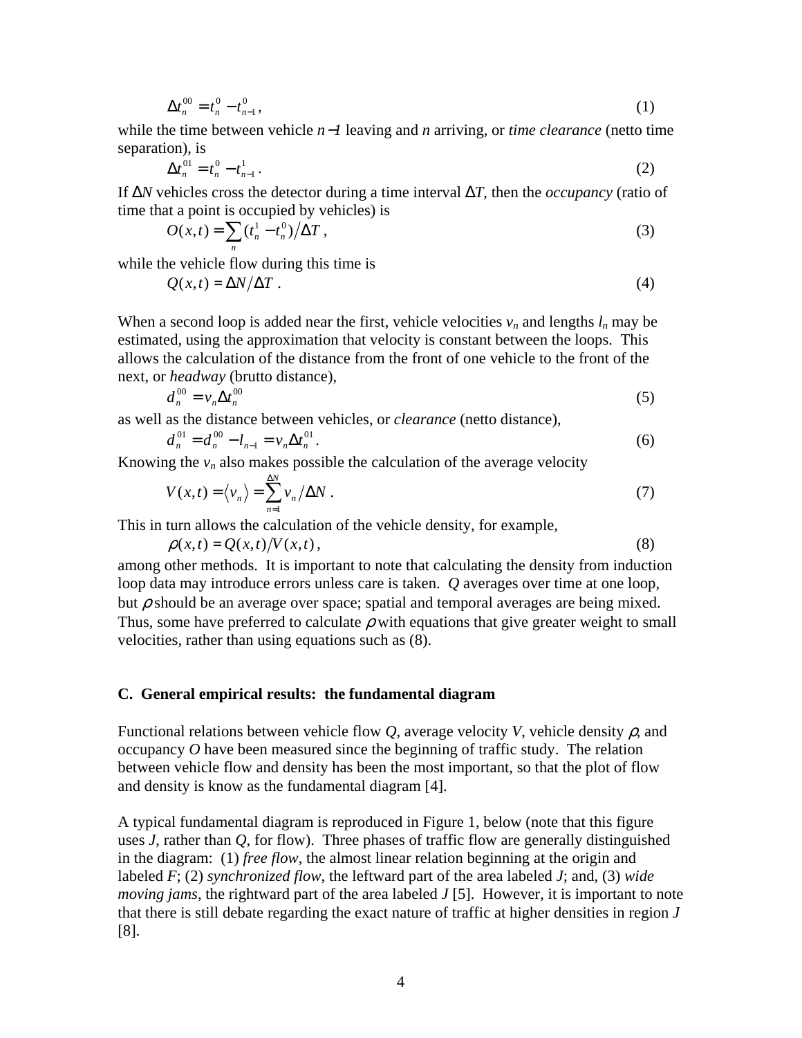$$\Delta t_n^{00} = t_n^0 - t_{n-1}^0 , \tag{1}$$

while the time between vehicle $n-1$ leaving and $n$ arriving, or *time clearance* (netto time separation), is

$$\Delta t_n^{01} = t_n^0 - t_{n-1}^1 . \tag{2}$$

If $\Delta N$ vehicles cross the detector during a time interval $\Delta T$, then the *occupancy* (ratio of time that a point is occupied by vehicles) is

$$O(x,t) = \sum_n (t_n^1 - t_n^0) \big/ \Delta T , \tag{3}$$

while the vehicle flow during this time is

$$Q(x,t) = \Delta N / \Delta T . \tag{4}$$

When a second loop is added near the first, vehicle velocities $v_n$ and lengths $l_n$ may be estimated, using the approximation that velocity is constant between the loops. This allows the calculation of the distance from the front of one vehicle to the front of the next, or *headway* (brutto distance),

$$d_n^{00} = v_n \Delta t_n^{00} \tag{5}$$

as well as the distance between vehicles, or *clearance* (netto distance),

$$d_n^{01} = d_n^{00} - l_{n-1} = v_n \Delta t_n^{01} . \tag{6}$$

Knowing the $v_n$ also makes possible the calculation of the average velocity

$$V(x,t) = \langle v_n \rangle = \sum_{n=1}^{\Delta N} v_n \big/ \Delta N . \tag{7}$$

This in turn allows the calculation of the vehicle density, for example,

$$\rho(x,t) = Q(x,t) / V(x,t) , \tag{8}$$

among other methods. It is important to note that calculating the density from induction loop data may introduce errors unless care is taken. $Q$ averages over time at one loop, but $\rho$ should be an average over space; spatial and temporal averages are being mixed. Thus, some have preferred to calculate $\rho$ with equations that give greater weight to small velocities, rather than using equations such as (8).

### C. General empirical results: the fundamental diagram

Functional relations between vehicle flow $Q$, average velocity $V$, vehicle density $\rho$, and occupancy $O$ have been measured since the beginning of traffic study. The relation between vehicle flow and density has been the most important, so that the plot of flow and density is know as the fundamental diagram [4].

A typical fundamental diagram is reproduced in Figure 1, below (note that this figure uses $J$, rather than $Q$, for flow). Three phases of traffic flow are generally distinguished in the diagram: (1) *free flow*, the almost linear relation beginning at the origin and labeled $F$; (2) *synchronized flow*, the leftward part of the area labeled $J$; and, (3) *wide moving jams*, the rightward part of the area labeled $J$ [5]. However, it is important to note that there is still debate regarding the exact nature of traffic at higher densities in region $J$ [8].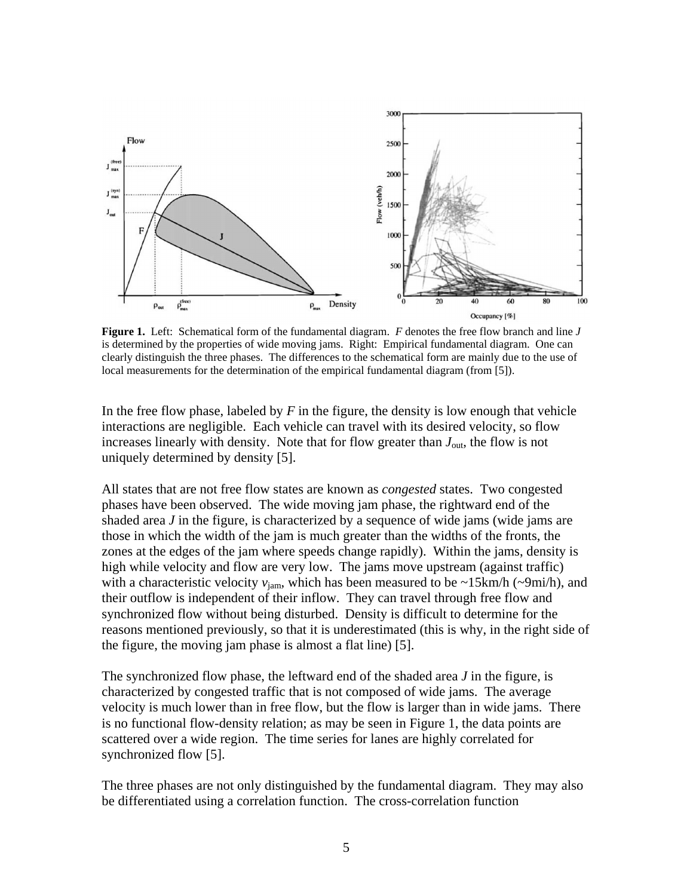Flow

$J_{max}^{(free)}$

$J_{max}^{(syn)}$

$J_{out}$

F

J

$\rho_{out}$ $\rho_{max}^{(free)}$ $\rho_{max}$ Density

3000

2500

2000

1500

1000

500

0

Flow (veh/h)

0 20 40 60 80 100

Occupancy [%]

**Figure 1.** Left: Schematical form of the fundamental diagram. *F* denotes the free flow branch and line *J* is determined by the properties of wide moving jams. Right: Empirical fundamental diagram. One can clearly distinguish the three phases. The differences to the schematical form are mainly due to the use of local measurements for the determination of the empirical fundamental diagram (from [5]).

In the free flow phase, labeled by *F* in the figure, the density is low enough that vehicle interactions are negligible. Each vehicle can travel with its desired velocity, so flow increases linearly with density. Note that for flow greater than $J_{out}$, the flow is not uniquely determined by density [5].

All states that are not free flow states are known as *congested* states. Two congested phases have been observed. The wide moving jam phase, the rightward end of the shaded area *J* in the figure, is characterized by a sequence of wide jams (wide jams are those in which the width of the jam is much greater than the widths of the fronts, the zones at the edges of the jam where speeds change rapidly). Within the jams, density is high while velocity and flow are very low. The jams move upstream (against traffic) with a characteristic velocity $v_{jam}$, which has been measured to be ~15km/h (~9mi/h), and their outflow is independent of their inflow. They can travel through free flow and synchronized flow without being disturbed. Density is difficult to determine for the reasons mentioned previously, so that it is underestimated (this is why, in the right side of the figure, the moving jam phase is almost a flat line) [5].

The synchronized flow phase, the leftward end of the shaded area *J* in the figure, is characterized by congested traffic that is not composed of wide jams. The average velocity is much lower than in free flow, but the flow is larger than in wide jams. There is no functional flow-density relation; as may be seen in Figure 1, the data points are scattered over a wide region. The time series for lanes are highly correlated for synchronized flow [5].

The three phases are not only distinguished by the fundamental diagram. They may also be differentiated using a correlation function. The cross-correlation function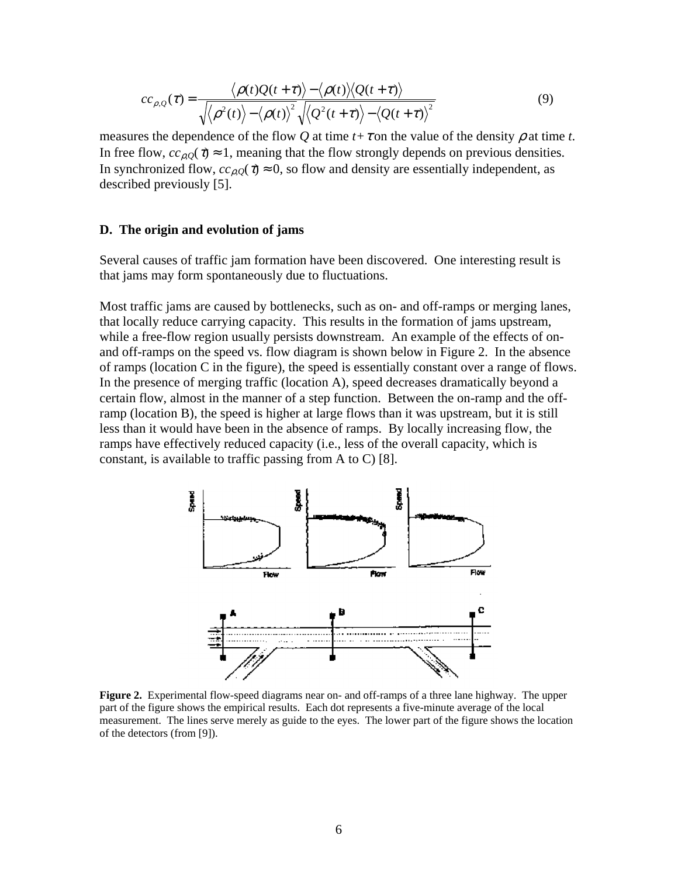$$cc_{\rho,Q}(\tau) = \frac{\langle \rho(t)Q(t+\tau)\rangle - \langle \rho(t)\rangle\langle Q(t+\tau)\rangle}{\sqrt{\langle \rho^2(t)\rangle - \langle \rho(t)\rangle^2}\sqrt{\langle Q^2(t+\tau)\rangle - \langle Q(t+\tau)\rangle^2}} \tag{9}$$

measures the dependence of the flow $Q$ at time $t+\tau$ on the value of the density $\rho$ at time $t$. In free flow, $cc_{\rho,Q}(\tau) \approx 1$, meaning that the flow strongly depends on previous densities. In synchronized flow, $cc_{\rho,Q}(\tau) \approx 0$, so flow and density are essentially independent, as described previously [5].

### D. The origin and evolution of jams

Several causes of traffic jam formation have been discovered. One interesting result is that jams may form spontaneously due to fluctuations.

Most traffic jams are caused by bottlenecks, such as on- and off-ramps or merging lanes, that locally reduce carrying capacity. This results in the formation of jams upstream, while a free-flow region usually persists downstream. An example of the effects of on- and off-ramps on the speed vs. flow diagram is shown below in Figure 2. In the absence of ramps (location C in the figure), the speed is essentially constant over a range of flows. In the presence of merging traffic (location A), speed decreases dramatically beyond a certain flow, almost in the manner of a step function. Between the on-ramp and the off-ramp (location B), the speed is higher at large flows than it was upstream, but it is still less than it would have been in the absence of ramps. By locally increasing flow, the ramps have effectively reduced capacity (i.e., less of the overall capacity, which is constant, is available to traffic passing from A to C) [8].

Speed
Flow
Speed
Flow
Speed
Flow
A
B
C

**Figure 2.** Experimental flow-speed diagrams near on- and off-ramps of a three lane highway. The upper part of the figure shows the empirical results. Each dot represents a five-minute average of the local measurement. The lines serve merely as guide to the eyes. The lower part of the figure shows the location of the detectors (from [9]).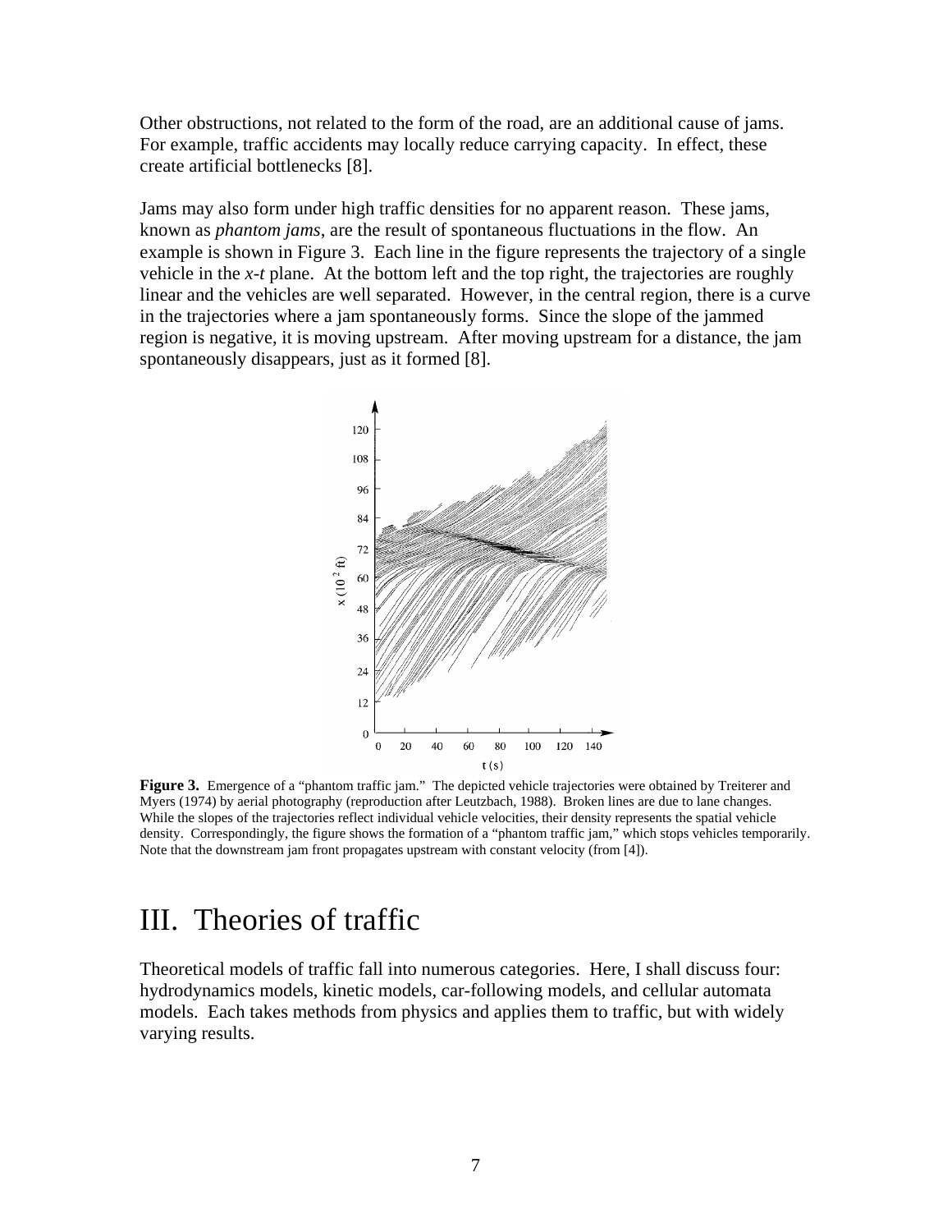Other obstructions, not related to the form of the road, are an additional cause of jams. For example, traffic accidents may locally reduce carrying capacity. In effect, these create artificial bottlenecks [8].

Jams may also form under high traffic densities for no apparent reason. These jams, known as *phantom jams*, are the result of spontaneous fluctuations in the flow. An example is shown in Figure 3. Each line in the figure represents the trajectory of a single vehicle in the *x*-*t* plane. At the bottom left and the top right, the trajectories are roughly linear and the vehicles are well separated. However, in the central region, there is a curve in the trajectories where a jam spontaneously forms. Since the slope of the jammed region is negative, it is moving upstream. After moving upstream for a distance, the jam spontaneously disappears, just as it formed [8].

x ($10^2$ ft)
0
12
24
36
48
60
72
84
96
108
120

t (s)
0
20
40
60
80
100
120
140

**Figure 3.** Emergence of a "phantom traffic jam." The depicted vehicle trajectories were obtained by Treiterer and Myers (1974) by aerial photography (reproduction after Leutzbach, 1988). Broken lines are due to lane changes. While the slopes of the trajectories reflect individual vehicle velocities, their density represents the spatial vehicle density. Correspondingly, the figure shows the formation of a "phantom traffic jam," which stops vehicles temporarily. Note that the downstream jam front propagates upstream with constant velocity (from [4]).

# III. Theories of traffic

Theoretical models of traffic fall into numerous categories. Here, I shall discuss four: hydrodynamics models, kinetic models, car-following models, and cellular automata models. Each takes methods from physics and applies them to traffic, but with widely varying results.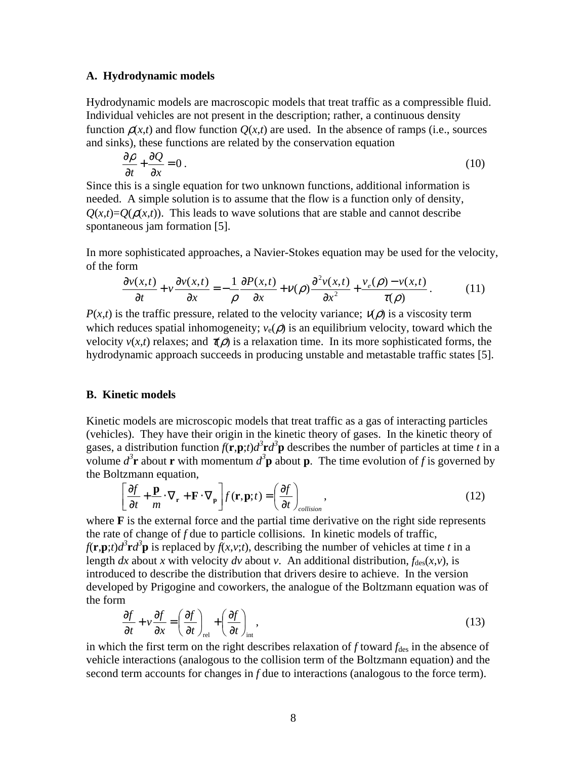### A. Hydrodynamic models

Hydrodynamic models are macroscopic models that treat traffic as a compressible fluid. Individual vehicles are not present in the description; rather, a continuous density function $\rho(x,t)$ and flow function $Q(x,t)$ are used. In the absence of ramps (i.e., sources and sinks), these functions are related by the conservation equation

$$\frac{\partial \rho}{\partial t} + \frac{\partial Q}{\partial x} = 0 \,. \tag{10}$$

Since this is a single equation for two unknown functions, additional information is needed. A simple solution is to assume that the flow is a function only of density, $Q(x,t)=Q(\rho(x,t))$. This leads to wave solutions that are stable and cannot describe spontaneous jam formation [5].

In more sophisticated approaches, a Navier-Stokes equation may be used for the velocity, of the form

$$\frac{\partial v(x,t)}{\partial t} + v\frac{\partial v(x,t)}{\partial x} = -\frac{1}{\rho}\frac{\partial P(x,t)}{\partial x} + \nu(\rho)\frac{\partial^2 v(x,t)}{\partial x^2} + \frac{v_e(\rho) - v(x,t)}{\tau(\rho)} \,. \tag{11}$$

$P(x,t)$ is the traffic pressure, related to the velocity variance; $\nu(\rho)$ is a viscosity term which reduces spatial inhomogeneity; $v_e(\rho)$ is an equilibrium velocity, toward which the velocity $v(x,t)$ relaxes; and $\tau(\rho)$ is a relaxation time. In its more sophisticated forms, the hydrodynamic approach succeeds in producing unstable and metastable traffic states [5].

### B. Kinetic models

Kinetic models are microscopic models that treat traffic as a gas of interacting particles (vehicles). They have their origin in the kinetic theory of gases. In the kinetic theory of gases, a distribution function $f(\mathbf{r},\mathbf{p};t)d^3\mathbf{r}d^3\mathbf{p}$ describes the number of particles at time $t$ in a volume $d^3\mathbf{r}$ about $\mathbf{r}$ with momentum $d^3\mathbf{p}$ about $\mathbf{p}$. The time evolution of $f$ is governed by the Boltzmann equation,

$$\left[\frac{\partial f}{\partial t} + \frac{\mathbf{p}}{m}\cdot\nabla_{\mathbf{r}} + \mathbf{F}\cdot\nabla_{\mathbf{p}}\right] f(\mathbf{r},\mathbf{p};t) = \left(\frac{\partial f}{\partial t}\right)_{collision} , \tag{12}$$

where $\mathbf{F}$ is the external force and the partial time derivative on the right side represents the rate of change of $f$ due to particle collisions. In kinetic models of traffic, $f(\mathbf{r},\mathbf{p};t)d^3\mathbf{r}d^3\mathbf{p}$ is replaced by $f(x,v;t)$, describing the number of vehicles at time $t$ in a length $dx$ about $x$ with velocity $dv$ about $v$. An additional distribution, $f_{\mathrm{des}}(x,v)$, is introduced to describe the distribution that drivers desire to achieve. In the version developed by Prigogine and coworkers, the analogue of the Boltzmann equation was of the form

$$\frac{\partial f}{\partial t} + v\frac{\partial f}{\partial x} = \left(\frac{\partial f}{\partial t}\right)_{\mathrm{rel}} + \left(\frac{\partial f}{\partial t}\right)_{\mathrm{int}} , \tag{13}$$

in which the first term on the right describes relaxation of $f$ toward $f_{\mathrm{des}}$ in the absence of vehicle interactions (analogous to the collision term of the Boltzmann equation) and the second term accounts for changes in $f$ due to interactions (analogous to the force term).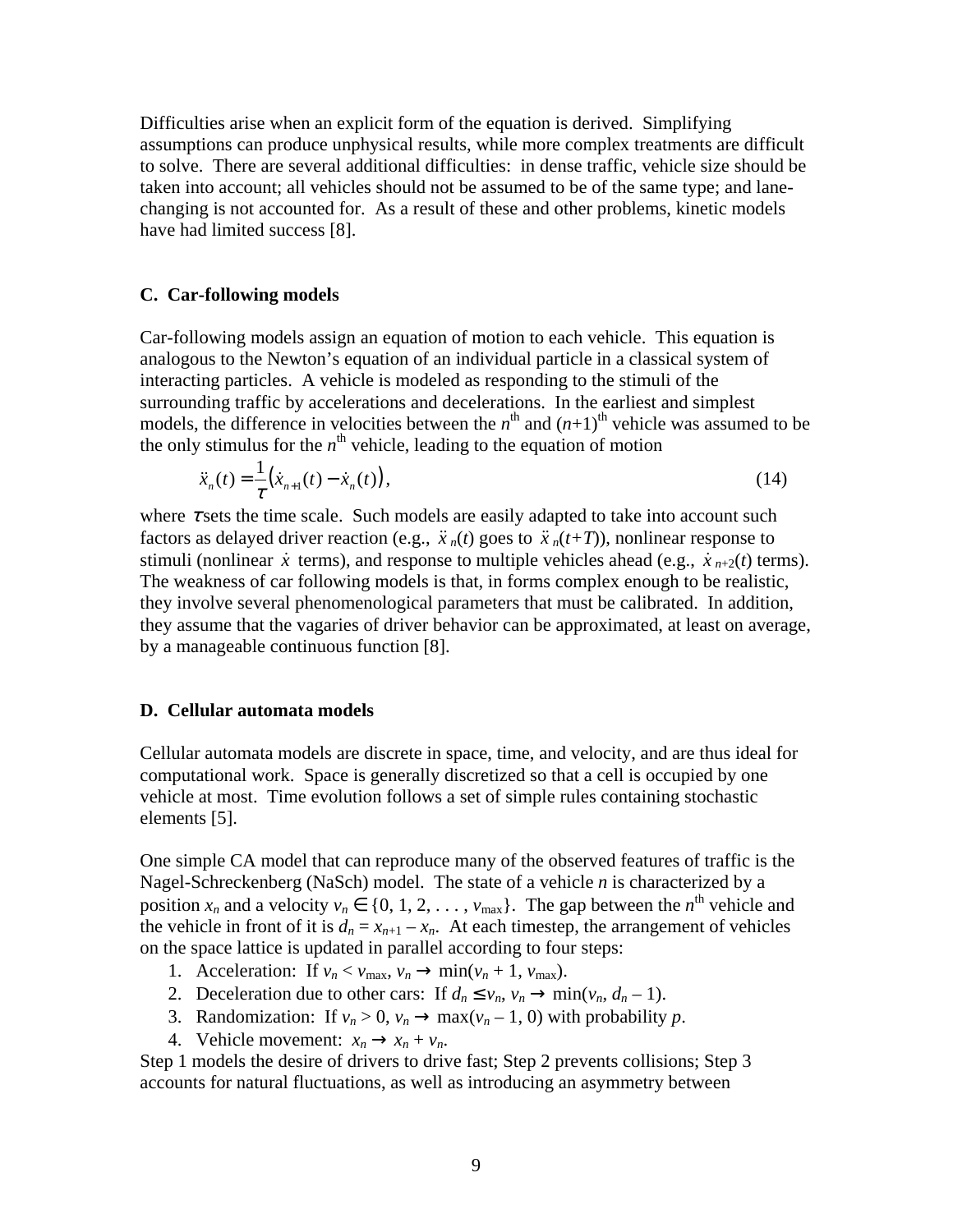Difficulties arise when an explicit form of the equation is derived. Simplifying assumptions can produce unphysical results, while more complex treatments are difficult to solve. There are several additional difficulties: in dense traffic, vehicle size should be taken into account; all vehicles should not be assumed to be of the same type; and lane-changing is not accounted for. As a result of these and other problems, kinetic models have had limited success [8].

### C. Car-following models

Car-following models assign an equation of motion to each vehicle. This equation is analogous to the Newton's equation of an individual particle in a classical system of interacting particles. A vehicle is modeled as responding to the stimuli of the surrounding traffic by accelerations and decelerations. In the earliest and simplest models, the difference in velocities between the $n^{\text{th}}$ and $(n+1)^{\text{th}}$ vehicle was assumed to be the only stimulus for the $n^{\text{th}}$ vehicle, leading to the equation of motion

$$\ddot{x}_n(t) = \frac{1}{\tau}\left(\dot{x}_{n+1}(t) - \dot{x}_n(t)\right), \tag{14}$$

where $\tau$ sets the time scale. Such models are easily adapted to take into account such factors as delayed driver reaction (e.g., $\ddot{x}_n(t)$ goes to $\ddot{x}_n(t+T)$), nonlinear response to stimuli (nonlinear $\dot{x}$ terms), and response to multiple vehicles ahead (e.g., $\dot{x}_{n+2}(t)$ terms). The weakness of car following models is that, in forms complex enough to be realistic, they involve several phenomenological parameters that must be calibrated. In addition, they assume that the vagaries of driver behavior can be approximated, at least on average, by a manageable continuous function [8].

### D. Cellular automata models

Cellular automata models are discrete in space, time, and velocity, and are thus ideal for computational work. Space is generally discretized so that a cell is occupied by one vehicle at most. Time evolution follows a set of simple rules containing stochastic elements [5].

One simple CA model that can reproduce many of the observed features of traffic is the Nagel-Schreckenberg (NaSch) model. The state of a vehicle $n$ is characterized by a position $x_n$ and a velocity $v_n \in \{0, 1, 2, \ldots, v_{\max}\}$. The gap between the $n^{\text{th}}$ vehicle and the vehicle in front of it is $d_n = x_{n+1} - x_n$. At each timestep, the arrangement of vehicles on the space lattice is updated in parallel according to four steps:

1. Acceleration: If $v_n < v_{\max}$, $v_n \rightarrow \min(v_n + 1, v_{\max})$.
2. Deceleration due to other cars: If $d_n \leq v_n$, $v_n \rightarrow \min(v_n, d_n - 1)$.
3. Randomization: If $v_n > 0$, $v_n \rightarrow \max(v_n - 1, 0)$ with probability $p$.
4. Vehicle movement: $x_n \rightarrow x_n + v_n$.

Step 1 models the desire of drivers to drive fast; Step 2 prevents collisions; Step 3 accounts for natural fluctuations, as well as introducing an asymmetry between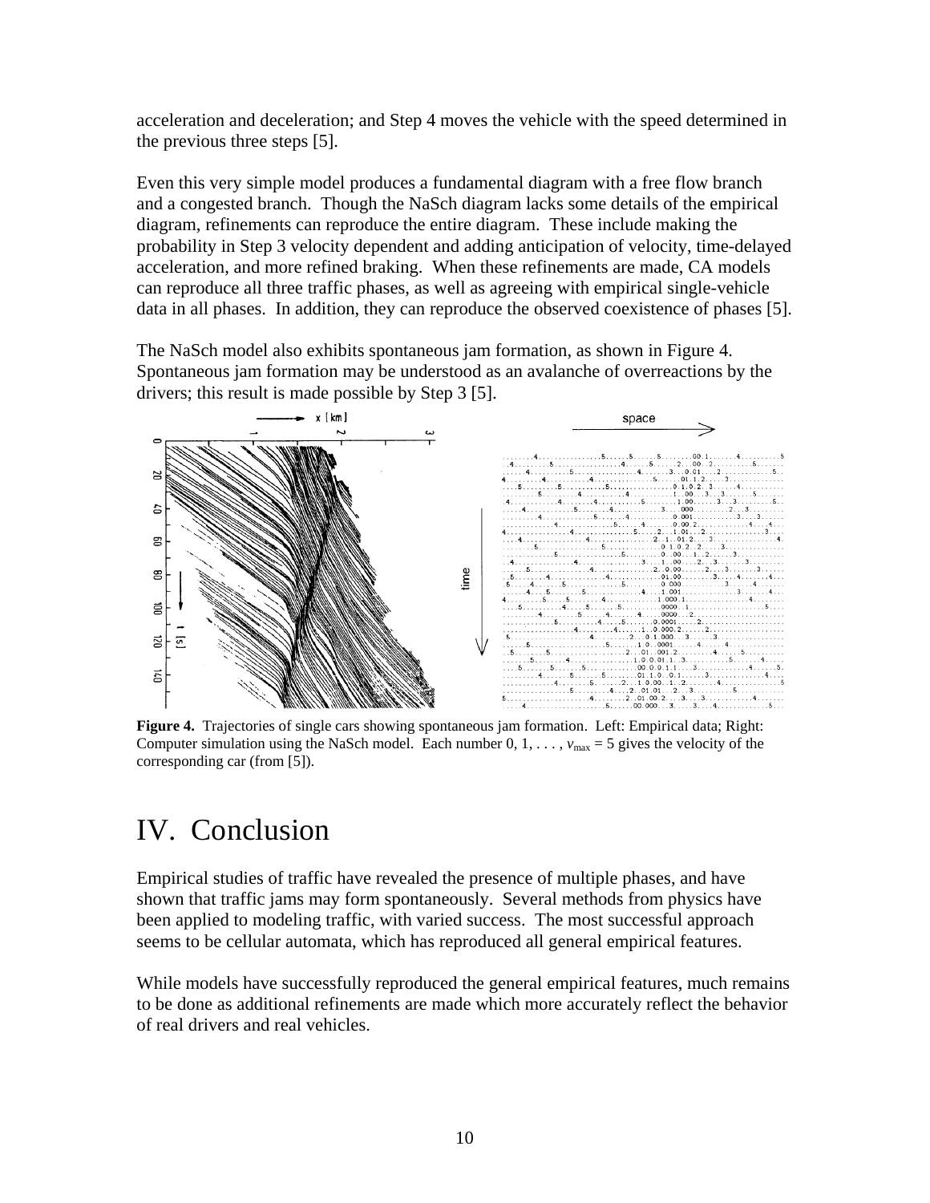acceleration and deceleration; and Step 4 moves the vehicle with the speed determined in the previous three steps [5].

Even this very simple model produces a fundamental diagram with a free flow branch and a congested branch. Though the NaSch diagram lacks some details of the empirical diagram, refinements can reproduce the entire diagram. These include making the probability in Step 3 velocity dependent and adding anticipation of velocity, time-delayed acceleration, and more refined braking. When these refinements are made, CA models can reproduce all three traffic phases, as well as agreeing with empirical single-vehicle data in all phases. In addition, they can reproduce the observed coexistence of phases [5].

The NaSch model also exhibits spontaneous jam formation, as shown in Figure 4. Spontaneous jam formation may be understood as an avalanche of overreactions by the drivers; this result is made possible by Step 3 [5].

**Figure 4.** Trajectories of single cars showing spontaneous jam formation. Left: Empirical data; Right: Computer simulation using the NaSch model. Each number 0, 1, . . . , $v_{max} = 5$ gives the velocity of the corresponding car (from [5]).

# IV. Conclusion

Empirical studies of traffic have revealed the presence of multiple phases, and have shown that traffic jams may form spontaneously. Several methods from physics have been applied to modeling traffic, with varied success. The most successful approach seems to be cellular automata, which has reproduced all general empirical features.

While models have successfully reproduced the general empirical features, much remains to be done as additional refinements are made which more accurately reflect the behavior of real drivers and real vehicles.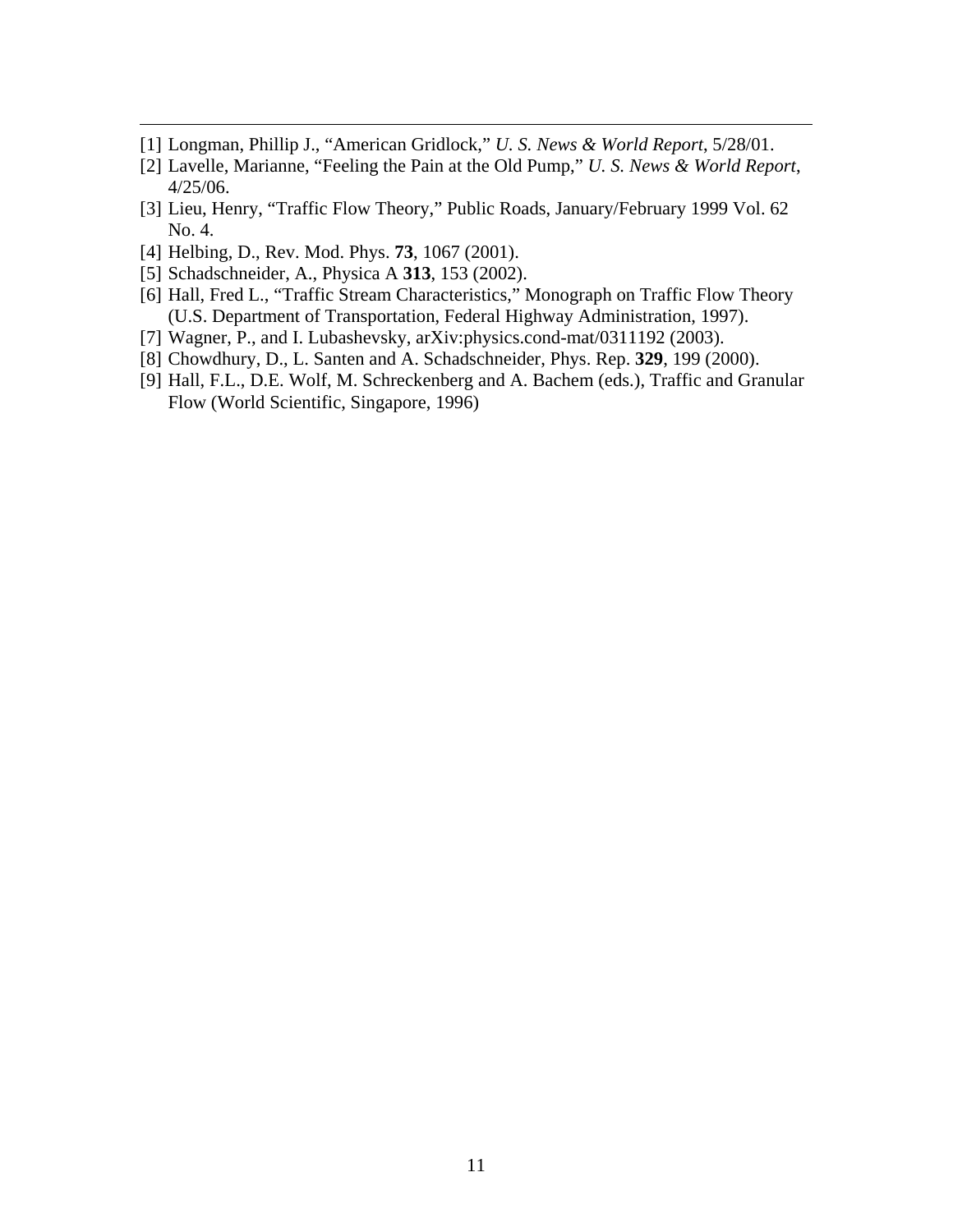[1] Longman, Phillip J., "American Gridlock," *U. S. News & World Report*, 5/28/01.

[2] Lavelle, Marianne, "Feeling the Pain at the Old Pump," *U. S. News & World Report*, 4/25/06.

[3] Lieu, Henry, "Traffic Flow Theory," Public Roads, January/February 1999 Vol. 62 No. 4.

[4] Helbing, D., Rev. Mod. Phys. **73**, 1067 (2001).

[5] Schadschneider, A., Physica A **313**, 153 (2002).

[6] Hall, Fred L., "Traffic Stream Characteristics," Monograph on Traffic Flow Theory (U.S. Department of Transportation, Federal Highway Administration, 1997).

[7] Wagner, P., and I. Lubashevsky, arXiv:physics.cond-mat/0311192 (2003).

[8] Chowdhury, D., L. Santen and A. Schadschneider, Phys. Rep. **329**, 199 (2000).

[9] Hall, F.L., D.E. Wolf, M. Schreckenberg and A. Bachem (eds.), Traffic and Granular Flow (World Scientific, Singapore, 1996)